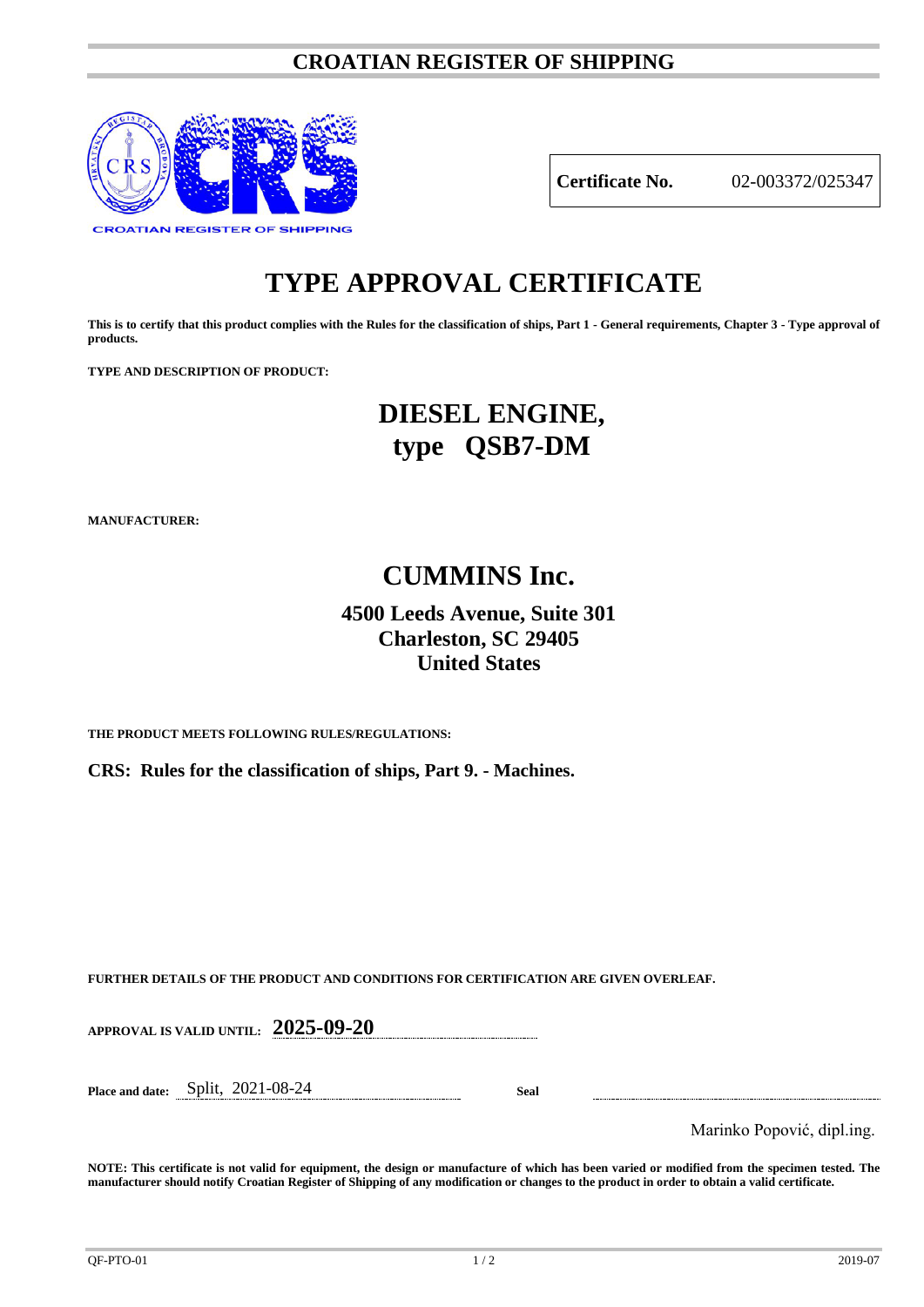# CROATIAN REGISTER OF SHIPPING

CROATIAN REGISTER OF SHIPPING

| **Certificate No.** | 02-003372/025347 |
|---|---|

# TYPE APPROVAL CERTIFICATE

**This is to certify that this product complies with the Rules for the classification of ships, Part 1 - General requirements, Chapter 3 - Type approval of products.**

**TYPE AND DESCRIPTION OF PRODUCT:**

## DIESEL ENGINE, type QSB7-DM

**MANUFACTURER:**

## CUMMINS Inc.

### 4500 Leeds Avenue, Suite 301
### Charleston, SC 29405
### United States

**THE PRODUCT MEETS FOLLOWING RULES/REGULATIONS:**

**CRS: Rules for the classification of ships, Part 9. - Machines.**

**FURTHER DETAILS OF THE PRODUCT AND CONDITIONS FOR CERTIFICATION ARE GIVEN OVERLEAF.**

**APPROVAL IS VALID UNTIL:** **2025-09-20**

**Place and date:** Split, 2021-08-24

**Seal**

Marinko Popović, dipl.ing.

**NOTE: This certificate is not valid for equipment, the design or manufacture of which has been varied or modified from the specimen tested. The manufacturer should notify Croatian Register of Shipping of any modification or changes to the product in order to obtain a valid certificate.**

QF-PTO-01 2019-07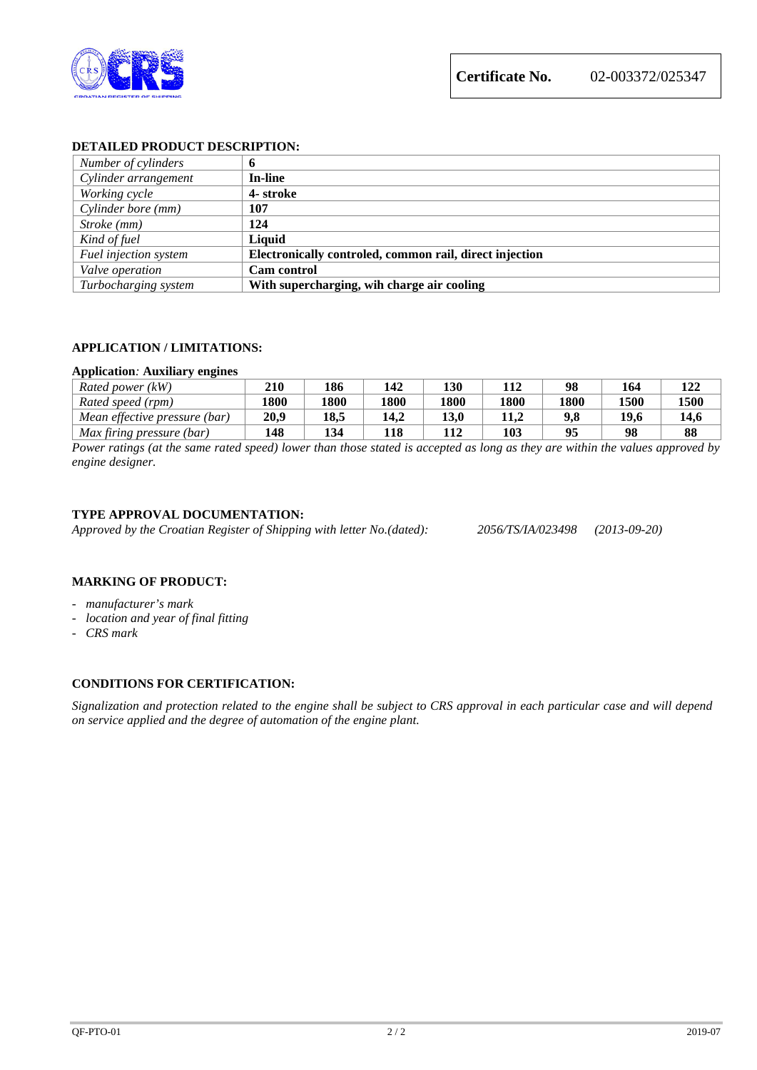**Certificate No.** 02-003372/025347

**DETAILED PRODUCT DESCRIPTION:**

| | |
|---|---|
| *Number of cylinders* | **6** |
| *Cylinder arrangement* | **In-line** |
| *Working cycle* | **4- stroke** |
| *Cylinder bore (mm)* | **107** |
| *Stroke (mm)* | **124** |
| *Kind of fuel* | **Liquid** |
| *Fuel injection system* | **Electronically controled, common rail, direct injection** |
| *Valve operation* | **Cam control** |
| *Turbocharging system* | **With supercharging, wih charge air cooling** |

**APPLICATION / LIMITATIONS:**

**Application*:* Auxiliary engines**

| | | | | | | | | |
|---|---|---|---|---|---|---|---|---|
| *Rated power (kW)* | **210** | **186** | **142** | **130** | **112** | **98** | **164** | **122** |
| *Rated speed (rpm)* | **1800** | **1800** | **1800** | **1800** | **1800** | **1800** | **1500** | **1500** |
| *Mean effective pressure (bar)* | **20,9** | **18,5** | **14,2** | **13,0** | **11,2** | **9,8** | **19,6** | **14,6** |
| *Max firing pressure (bar)* | **148** | **134** | **118** | **112** | **103** | **95** | **98** | **88** |

*Power ratings (at the same rated speed) lower than those stated is accepted as long as they are within the values approved by engine designer.*

**TYPE APPROVAL DOCUMENTATION:**

*Approved by the Croatian Register of Shipping with letter No.(dated):* *2056/TS/IA/023498* *(2013-09-20)*

**MARKING OF PRODUCT:**

- *manufacturer's mark*
- *location and year of final fitting*
- *CRS mark*

**CONDITIONS FOR CERTIFICATION:**

*Signalization and protection related to the engine shall be subject to CRS approval in each particular case and will depend on service applied and the degree of automation of the engine plant.*